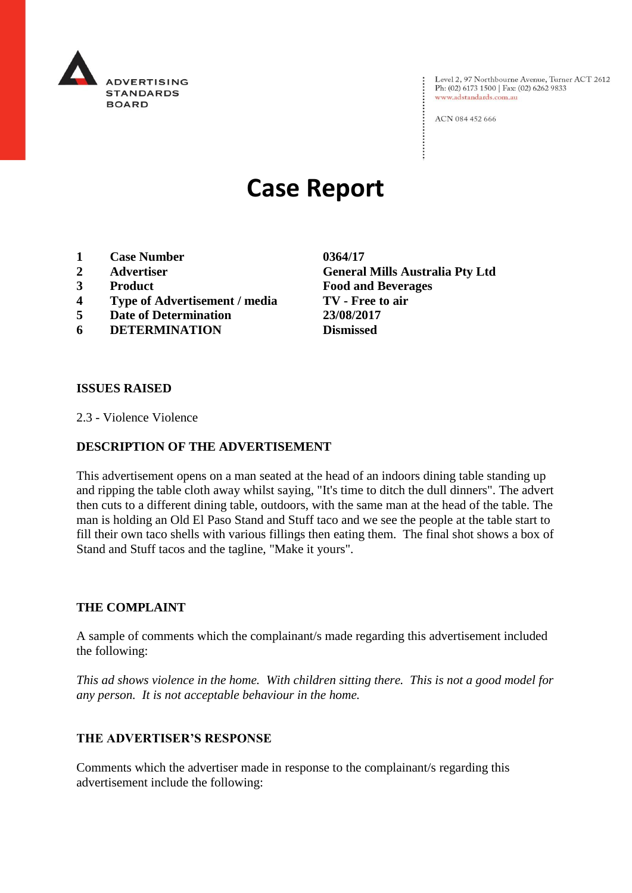ADVERTISING STANDARDS BOARD

Level 2, 97 Northbourne Avenue, Turner ACT 2612
Ph: (02) 6173 1500 | Fax: (02) 6262 9833
www.adstandards.com.au

ACN 084 452 666

# Case Report

| | | |
|---|---|---|
| **1** | **Case Number** | **0364/17** |
| **2** | **Advertiser** | **General Mills Australia Pty Ltd** |
| **3** | **Product** | **Food and Beverages** |
| **4** | **Type of Advertisement / media** | **TV - Free to air** |
| **5** | **Date of Determination** | **23/08/2017** |
| **6** | **DETERMINATION** | **Dismissed** |

**ISSUES RAISED**

2.3 - Violence Violence

**DESCRIPTION OF THE ADVERTISEMENT**

This advertisement opens on a man seated at the head of an indoors dining table standing up and ripping the table cloth away whilst saying, "It's time to ditch the dull dinners". The advert then cuts to a different dining table, outdoors, with the same man at the head of the table. The man is holding an Old El Paso Stand and Stuff taco and we see the people at the table start to fill their own taco shells with various fillings then eating them. The final shot shows a box of Stand and Stuff tacos and the tagline, "Make it yours".

**THE COMPLAINT**

A sample of comments which the complainant/s made regarding this advertisement included the following:

*This ad shows violence in the home. With children sitting there. This is not a good model for any person. It is not acceptable behaviour in the home.*

**THE ADVERTISER'S RESPONSE**

Comments which the advertiser made in response to the complainant/s regarding this advertisement include the following: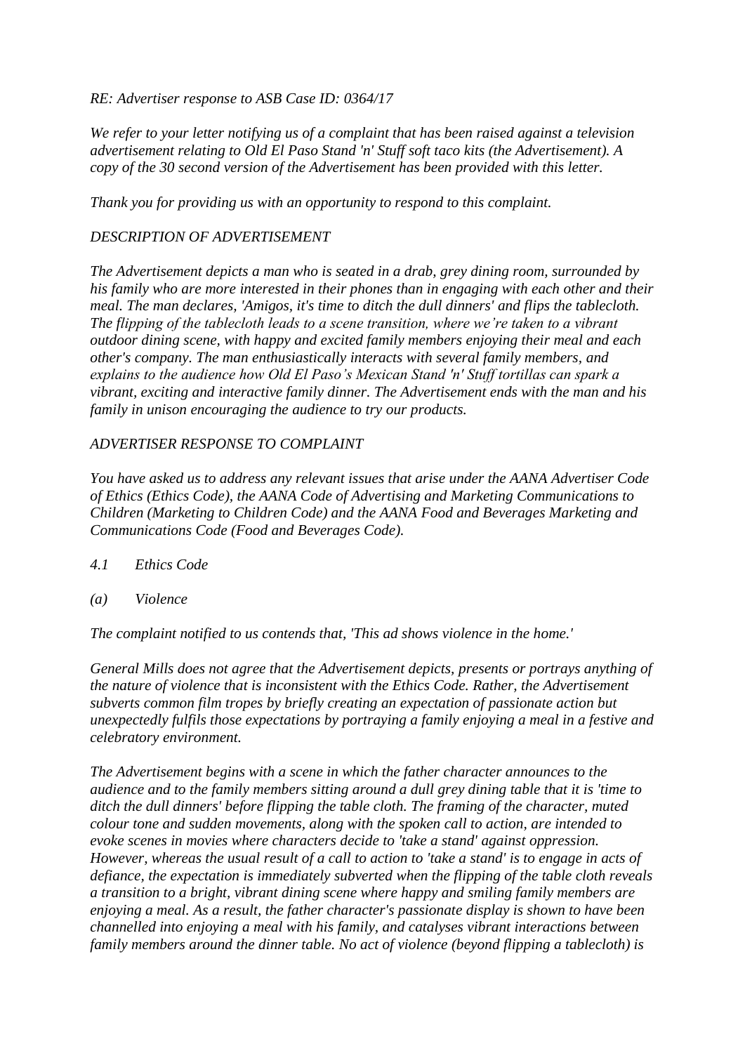*RE: Advertiser response to ASB Case ID: 0364/17*

*We refer to your letter notifying us of a complaint that has been raised against a television advertisement relating to Old El Paso Stand 'n' Stuff soft taco kits (the Advertisement). A copy of the 30 second version of the Advertisement has been provided with this letter.*

*Thank you for providing us with an opportunity to respond to this complaint.*

*DESCRIPTION OF ADVERTISEMENT*

*The Advertisement depicts a man who is seated in a drab, grey dining room, surrounded by his family who are more interested in their phones than in engaging with each other and their meal. The man declares, 'Amigos, it's time to ditch the dull dinners' and flips the tablecloth. The flipping of the tablecloth leads to a scene transition, where we're taken to a vibrant outdoor dining scene, with happy and excited family members enjoying their meal and each other's company. The man enthusiastically interacts with several family members, and explains to the audience how Old El Paso's Mexican Stand 'n' Stuff tortillas can spark a vibrant, exciting and interactive family dinner. The Advertisement ends with the man and his family in unison encouraging the audience to try our products.*

*ADVERTISER RESPONSE TO COMPLAINT*

*You have asked us to address any relevant issues that arise under the AANA Advertiser Code of Ethics (Ethics Code), the AANA Code of Advertising and Marketing Communications to Children (Marketing to Children Code) and the AANA Food and Beverages Marketing and Communications Code (Food and Beverages Code).*

*4.1 Ethics Code*

*(a) Violence*

*The complaint notified to us contends that, 'This ad shows violence in the home.'*

*General Mills does not agree that the Advertisement depicts, presents or portrays anything of the nature of violence that is inconsistent with the Ethics Code. Rather, the Advertisement subverts common film tropes by briefly creating an expectation of passionate action but unexpectedly fulfils those expectations by portraying a family enjoying a meal in a festive and celebratory environment.*

*The Advertisement begins with a scene in which the father character announces to the audience and to the family members sitting around a dull grey dining table that it is 'time to ditch the dull dinners' before flipping the table cloth. The framing of the character, muted colour tone and sudden movements, along with the spoken call to action, are intended to evoke scenes in movies where characters decide to 'take a stand' against oppression. However, whereas the usual result of a call to action to 'take a stand' is to engage in acts of defiance, the expectation is immediately subverted when the flipping of the table cloth reveals a transition to a bright, vibrant dining scene where happy and smiling family members are enjoying a meal. As a result, the father character's passionate display is shown to have been channelled into enjoying a meal with his family, and catalyses vibrant interactions between family members around the dinner table. No act of violence (beyond flipping a tablecloth) is*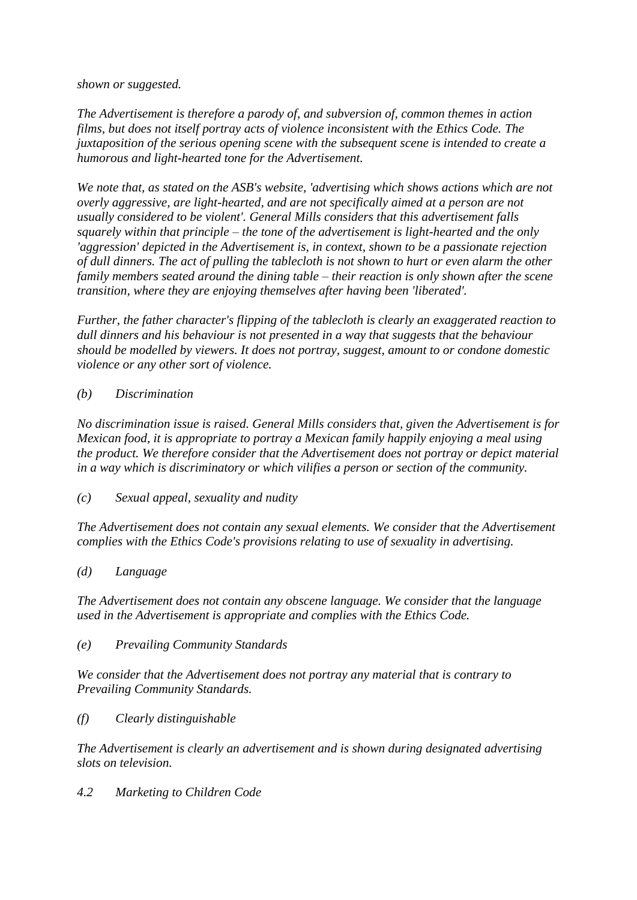*shown or suggested.*

*The Advertisement is therefore a parody of, and subversion of, common themes in action films, but does not itself portray acts of violence inconsistent with the Ethics Code. The juxtaposition of the serious opening scene with the subsequent scene is intended to create a humorous and light-hearted tone for the Advertisement.*

*We note that, as stated on the ASB's website, 'advertising which shows actions which are not overly aggressive, are light-hearted, and are not specifically aimed at a person are not usually considered to be violent'. General Mills considers that this advertisement falls squarely within that principle – the tone of the advertisement is light-hearted and the only 'aggression' depicted in the Advertisement is, in context, shown to be a passionate rejection of dull dinners. The act of pulling the tablecloth is not shown to hurt or even alarm the other family members seated around the dining table – their reaction is only shown after the scene transition, where they are enjoying themselves after having been 'liberated'.*

*Further, the father character's flipping of the tablecloth is clearly an exaggerated reaction to dull dinners and his behaviour is not presented in a way that suggests that the behaviour should be modelled by viewers. It does not portray, suggest, amount to or condone domestic violence or any other sort of violence.*

*(b) Discrimination*

*No discrimination issue is raised. General Mills considers that, given the Advertisement is for Mexican food, it is appropriate to portray a Mexican family happily enjoying a meal using the product. We therefore consider that the Advertisement does not portray or depict material in a way which is discriminatory or which vilifies a person or section of the community.*

*(c) Sexual appeal, sexuality and nudity*

*The Advertisement does not contain any sexual elements. We consider that the Advertisement complies with the Ethics Code's provisions relating to use of sexuality in advertising.*

*(d) Language*

*The Advertisement does not contain any obscene language. We consider that the language used in the Advertisement is appropriate and complies with the Ethics Code.*

*(e) Prevailing Community Standards*

*We consider that the Advertisement does not portray any material that is contrary to Prevailing Community Standards.*

*(f) Clearly distinguishable*

*The Advertisement is clearly an advertisement and is shown during designated advertising slots on television.*

*4.2 Marketing to Children Code*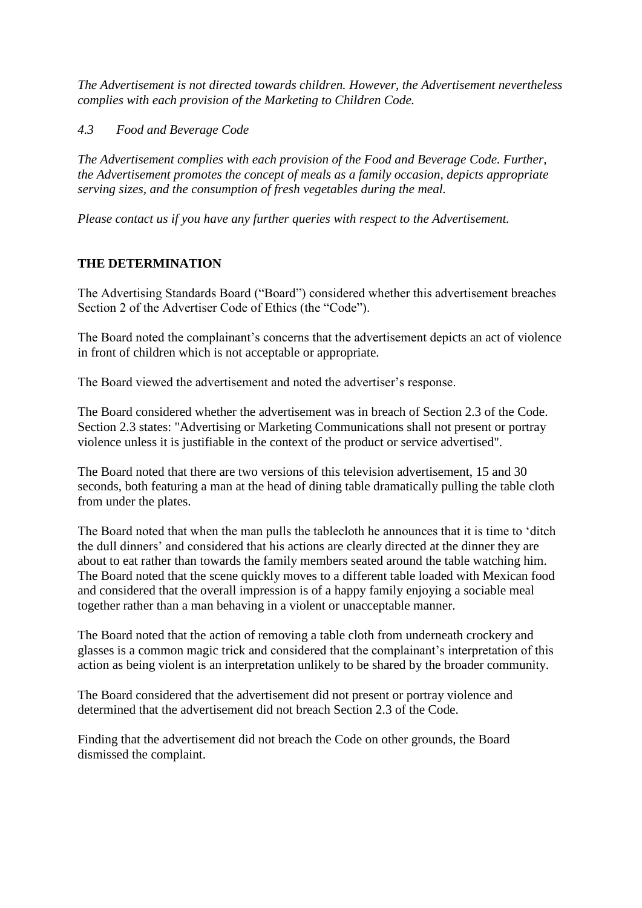*The Advertisement is not directed towards children. However, the Advertisement nevertheless complies with each provision of the Marketing to Children Code.*

*4.3 Food and Beverage Code*

*The Advertisement complies with each provision of the Food and Beverage Code. Further, the Advertisement promotes the concept of meals as a family occasion, depicts appropriate serving sizes, and the consumption of fresh vegetables during the meal.*

*Please contact us if you have any further queries with respect to the Advertisement.*

**THE DETERMINATION**

The Advertising Standards Board ("Board") considered whether this advertisement breaches Section 2 of the Advertiser Code of Ethics (the "Code").

The Board noted the complainant's concerns that the advertisement depicts an act of violence in front of children which is not acceptable or appropriate.

The Board viewed the advertisement and noted the advertiser's response.

The Board considered whether the advertisement was in breach of Section 2.3 of the Code. Section 2.3 states: "Advertising or Marketing Communications shall not present or portray violence unless it is justifiable in the context of the product or service advertised".

The Board noted that there are two versions of this television advertisement, 15 and 30 seconds, both featuring a man at the head of dining table dramatically pulling the table cloth from under the plates.

The Board noted that when the man pulls the tablecloth he announces that it is time to 'ditch the dull dinners' and considered that his actions are clearly directed at the dinner they are about to eat rather than towards the family members seated around the table watching him. The Board noted that the scene quickly moves to a different table loaded with Mexican food and considered that the overall impression is of a happy family enjoying a sociable meal together rather than a man behaving in a violent or unacceptable manner.

The Board noted that the action of removing a table cloth from underneath crockery and glasses is a common magic trick and considered that the complainant's interpretation of this action as being violent is an interpretation unlikely to be shared by the broader community.

The Board considered that the advertisement did not present or portray violence and determined that the advertisement did not breach Section 2.3 of the Code.

Finding that the advertisement did not breach the Code on other grounds, the Board dismissed the complaint.